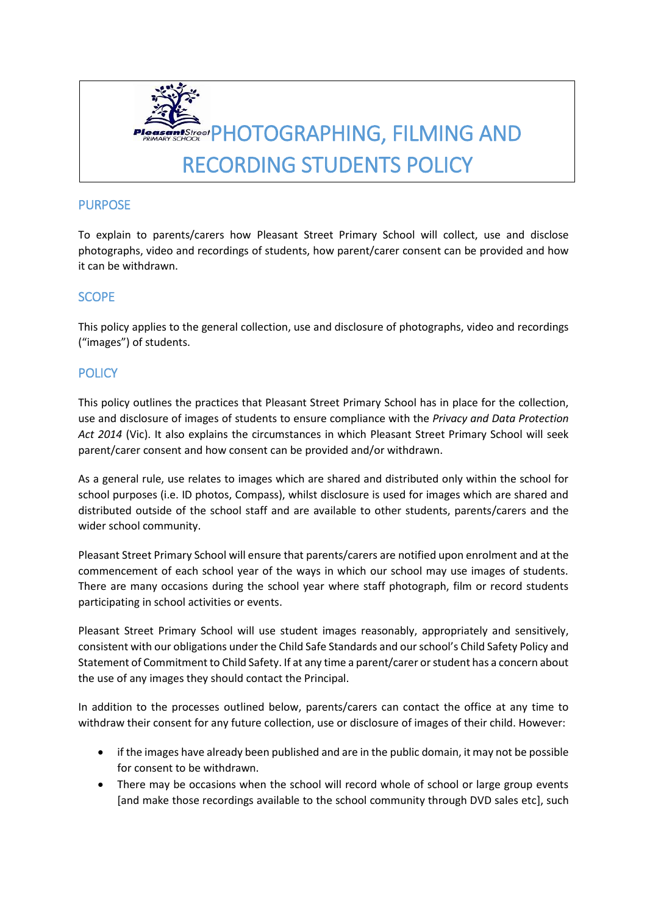# PHOTOGRAPHING, FILMING AND RECORDING STUDENTS POLICY

## PURPOSE

To explain to parents/carers how Pleasant Street Primary School will collect, use and disclose photographs, video and recordings of students, how parent/carer consent can be provided and how it can be withdrawn.

## SCOPE

This policy applies to the general collection, use and disclosure of photographs, video and recordings ("images") of students.

## POLICY

This policy outlines the practices that Pleasant Street Primary School has in place for the collection, use and disclosure of images of students to ensure compliance with the *Privacy and Data Protection Act 2014* (Vic). It also explains the circumstances in which Pleasant Street Primary School will seek parent/carer consent and how consent can be provided and/or withdrawn.

As a general rule, use relates to images which are shared and distributed only within the school for school purposes (i.e. ID photos, Compass), whilst disclosure is used for images which are shared and distributed outside of the school staff and are available to other students, parents/carers and the wider school community.

Pleasant Street Primary School will ensure that parents/carers are notified upon enrolment and at the commencement of each school year of the ways in which our school may use images of students. There are many occasions during the school year where staff photograph, film or record students participating in school activities or events.

Pleasant Street Primary School will use student images reasonably, appropriately and sensitively, consistent with our obligations under the Child Safe Standards and our school's Child Safety Policy and Statement of Commitment to Child Safety. If at any time a parent/carer or student has a concern about the use of any images they should contact the Principal.

In addition to the processes outlined below, parents/carers can contact the office at any time to withdraw their consent for any future collection, use or disclosure of images of their child. However:

- if the images have already been published and are in the public domain, it may not be possible for consent to be withdrawn.
- There may be occasions when the school will record whole of school or large group events [and make those recordings available to the school community through DVD sales etc], such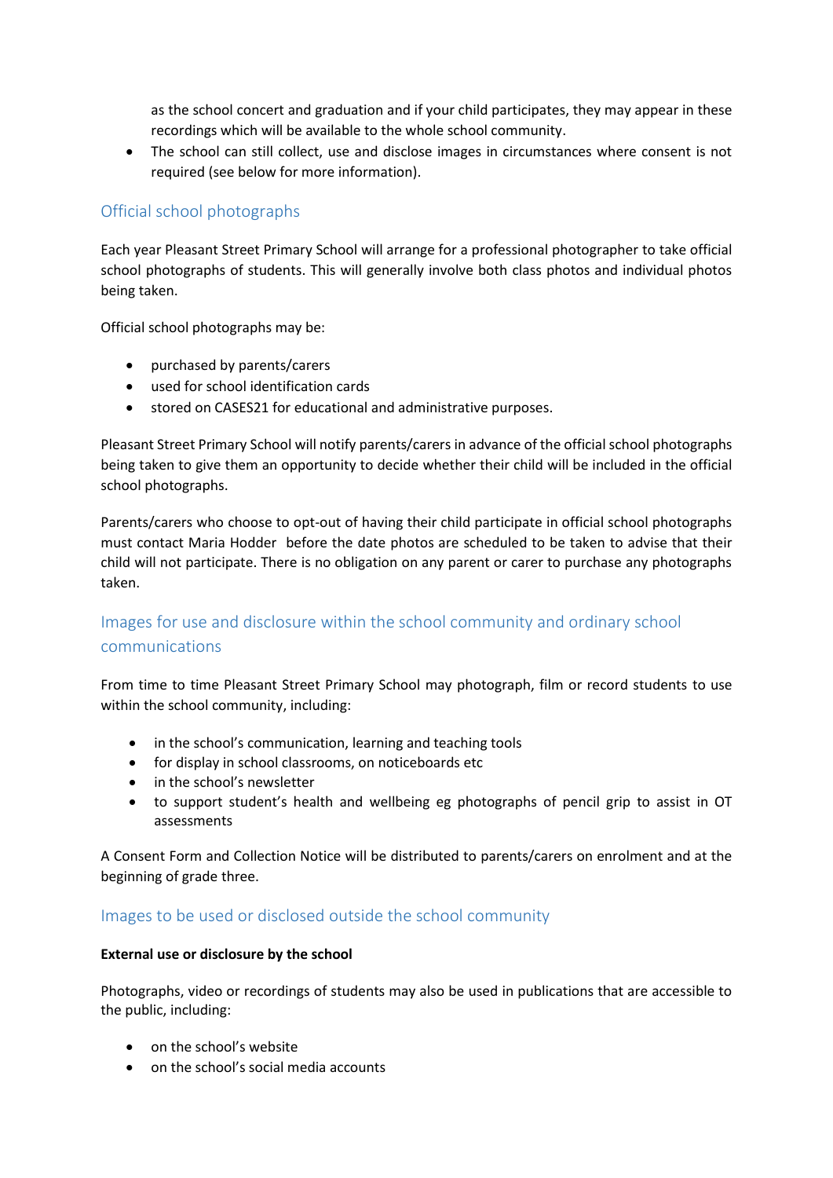as the school concert and graduation and if your child participates, they may appear in these recordings which will be available to the whole school community.
- The school can still collect, use and disclose images in circumstances where consent is not required (see below for more information).

## Official school photographs

Each year Pleasant Street Primary School will arrange for a professional photographer to take official school photographs of students. This will generally involve both class photos and individual photos being taken.

Official school photographs may be:

- purchased by parents/carers
- used for school identification cards
- stored on CASES21 for educational and administrative purposes.

Pleasant Street Primary School will notify parents/carers in advance of the official school photographs being taken to give them an opportunity to decide whether their child will be included in the official school photographs.

Parents/carers who choose to opt-out of having their child participate in official school photographs must contact Maria Hodder before the date photos are scheduled to be taken to advise that their child will not participate. There is no obligation on any parent or carer to purchase any photographs taken.

## Images for use and disclosure within the school community and ordinary school communications

From time to time Pleasant Street Primary School may photograph, film or record students to use within the school community, including:

- in the school's communication, learning and teaching tools
- for display in school classrooms, on noticeboards etc
- in the school's newsletter
- to support student's health and wellbeing eg photographs of pencil grip to assist in OT assessments

A Consent Form and Collection Notice will be distributed to parents/carers on enrolment and at the beginning of grade three.

## Images to be used or disclosed outside the school community

**External use or disclosure by the school**

Photographs, video or recordings of students may also be used in publications that are accessible to the public, including:

- on the school's website
- on the school's social media accounts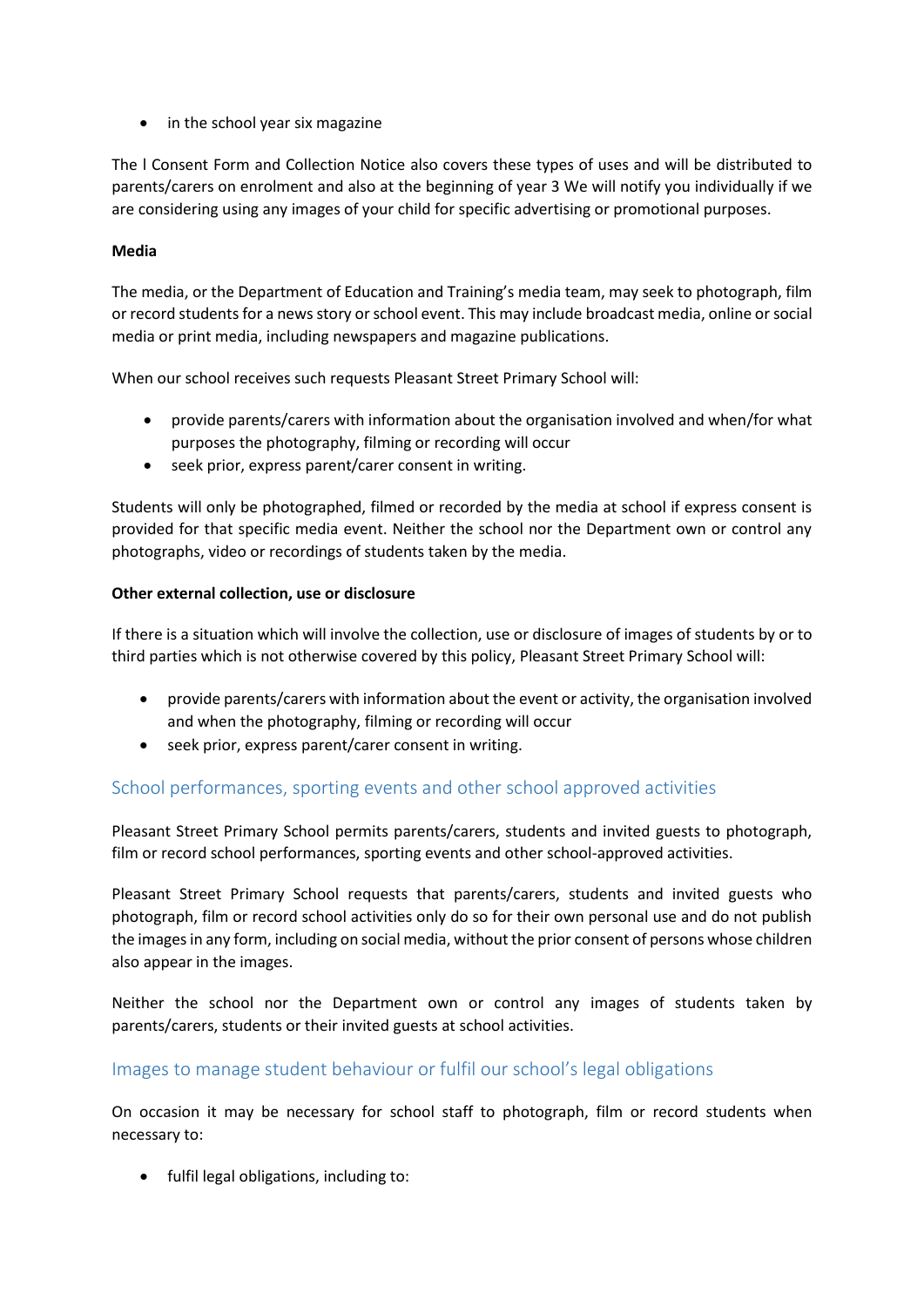- in the school year six magazine

The l Consent Form and Collection Notice also covers these types of uses and will be distributed to parents/carers on enrolment and also at the beginning of year 3 We will notify you individually if we are considering using any images of your child for specific advertising or promotional purposes.

**Media**

The media, or the Department of Education and Training's media team, may seek to photograph, film or record students for a news story or school event. This may include broadcast media, online or social media or print media, including newspapers and magazine publications.

When our school receives such requests Pleasant Street Primary School will:

- provide parents/carers with information about the organisation involved and when/for what purposes the photography, filming or recording will occur
- seek prior, express parent/carer consent in writing.

Students will only be photographed, filmed or recorded by the media at school if express consent is provided for that specific media event. Neither the school nor the Department own or control any photographs, video or recordings of students taken by the media.

**Other external collection, use or disclosure**

If there is a situation which will involve the collection, use or disclosure of images of students by or to third parties which is not otherwise covered by this policy, Pleasant Street Primary School will:

- provide parents/carers with information about the event or activity, the organisation involved and when the photography, filming or recording will occur
- seek prior, express parent/carer consent in writing.

## School performances, sporting events and other school approved activities

Pleasant Street Primary School permits parents/carers, students and invited guests to photograph, film or record school performances, sporting events and other school-approved activities.

Pleasant Street Primary School requests that parents/carers, students and invited guests who photograph, film or record school activities only do so for their own personal use and do not publish the images in any form, including on social media, without the prior consent of persons whose children also appear in the images.

Neither the school nor the Department own or control any images of students taken by parents/carers, students or their invited guests at school activities.

## Images to manage student behaviour or fulfil our school's legal obligations

On occasion it may be necessary for school staff to photograph, film or record students when necessary to:

- fulfil legal obligations, including to: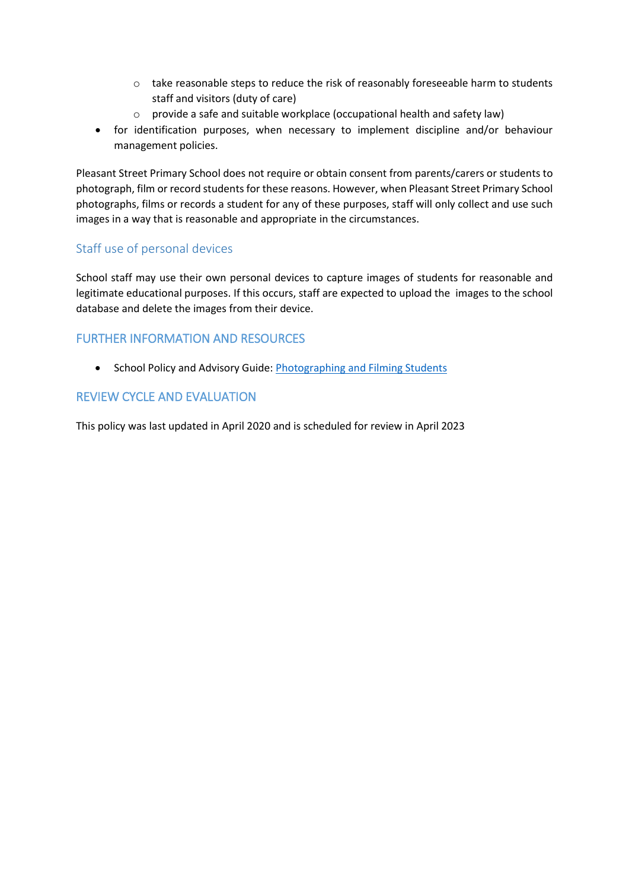- take reasonable steps to reduce the risk of reasonably foreseeable harm to students staff and visitors (duty of care)
    - provide a safe and suitable workplace (occupational health and safety law)
- for identification purposes, when necessary to implement discipline and/or behaviour management policies.

Pleasant Street Primary School does not require or obtain consent from parents/carers or students to photograph, film or record students for these reasons. However, when Pleasant Street Primary School photographs, films or records a student for any of these purposes, staff will only collect and use such images in a way that is reasonable and appropriate in the circumstances.

### Staff use of personal devices

School staff may use their own personal devices to capture images of students for reasonable and legitimate educational purposes. If this occurs, staff are expected to upload the images to the school database and delete the images from their device.

## FURTHER INFORMATION AND RESOURCES

- School Policy and Advisory Guide: Photographing and Filming Students

## REVIEW CYCLE AND EVALUATION

This policy was last updated in April 2020 and is scheduled for review in April 2023